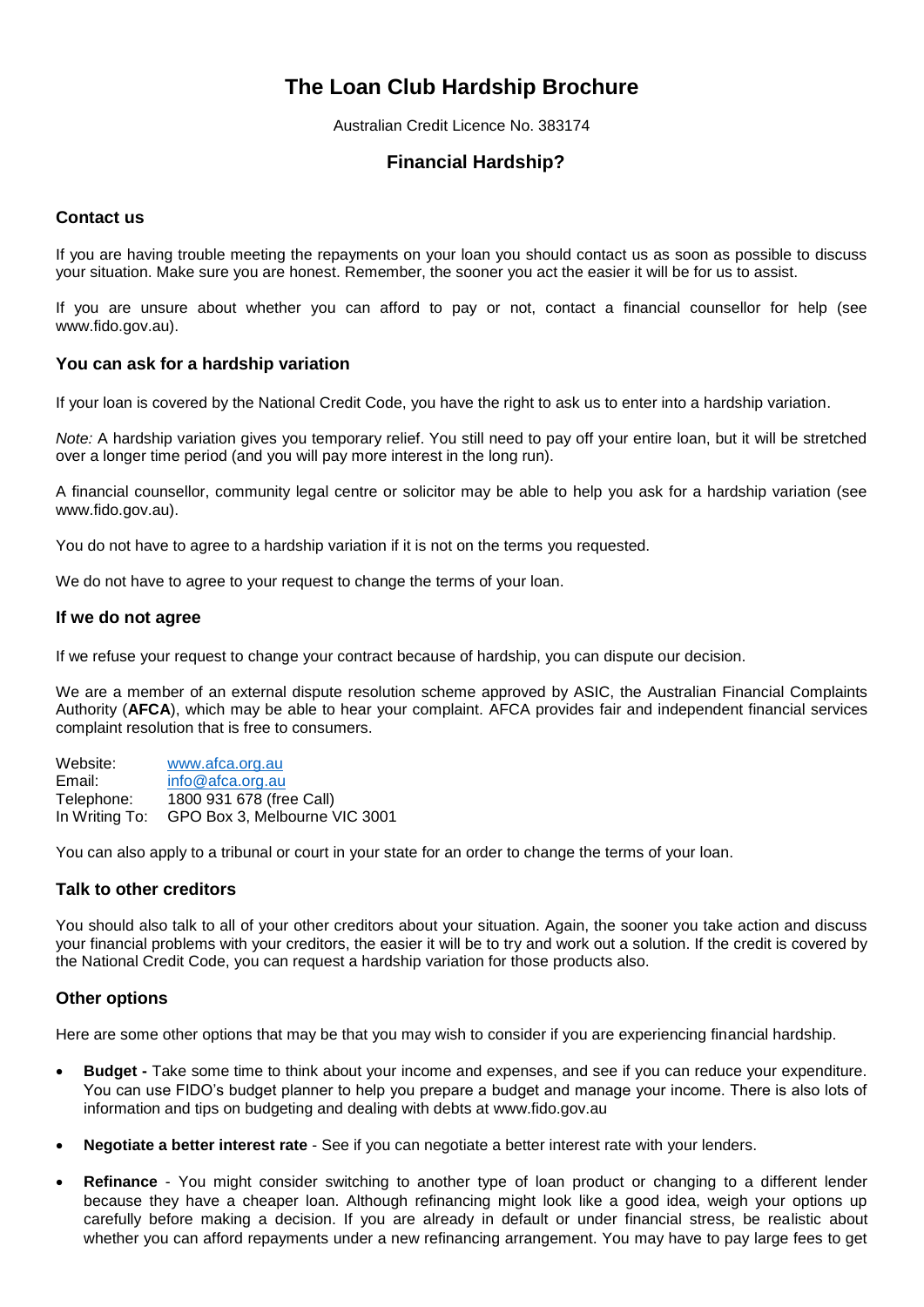# The Loan Club Hardship Brochure

Australian Credit Licence No. 383174

## Financial Hardship?

### Contact us

If you are having trouble meeting the repayments on your loan you should contact us as soon as possible to discuss your situation. Make sure you are honest. Remember, the sooner you act the easier it will be for us to assist.

If you are unsure about whether you can afford to pay or not, contact a financial counsellor for help (see www.fido.gov.au).

### You can ask for a hardship variation

If your loan is covered by the National Credit Code, you have the right to ask us to enter into a hardship variation.

*Note:* A hardship variation gives you temporary relief. You still need to pay off your entire loan, but it will be stretched over a longer time period (and you will pay more interest in the long run).

A financial counsellor, community legal centre or solicitor may be able to help you ask for a hardship variation (see www.fido.gov.au).

You do not have to agree to a hardship variation if it is not on the terms you requested.

We do not have to agree to your request to change the terms of your loan.

### If we do not agree

If we refuse your request to change your contract because of hardship, you can dispute our decision.

We are a member of an external dispute resolution scheme approved by ASIC, the Australian Financial Complaints Authority (**AFCA**), which may be able to hear your complaint. AFCA provides fair and independent financial services complaint resolution that is free to consumers.

Website: www.afca.org.au
Email: info@afca.org.au
Telephone: 1800 931 678 (free Call)
In Writing To: GPO Box 3, Melbourne VIC 3001

You can also apply to a tribunal or court in your state for an order to change the terms of your loan.

### Talk to other creditors

You should also talk to all of your other creditors about your situation. Again, the sooner you take action and discuss your financial problems with your creditors, the easier it will be to try and work out a solution. If the credit is covered by the National Credit Code, you can request a hardship variation for those products also.

### Other options

Here are some other options that may be that you may wish to consider if you are experiencing financial hardship.

- **Budget -** Take some time to think about your income and expenses, and see if you can reduce your expenditure. You can use FIDO's budget planner to help you prepare a budget and manage your income. There is also lots of information and tips on budgeting and dealing with debts at www.fido.gov.au
- **Negotiate a better interest rate** - See if you can negotiate a better interest rate with your lenders.
- **Refinance** - You might consider switching to another type of loan product or changing to a different lender because they have a cheaper loan. Although refinancing might look like a good idea, weigh your options up carefully before making a decision. If you are already in default or under financial stress, be realistic about whether you can afford repayments under a new refinancing arrangement. You may have to pay large fees to get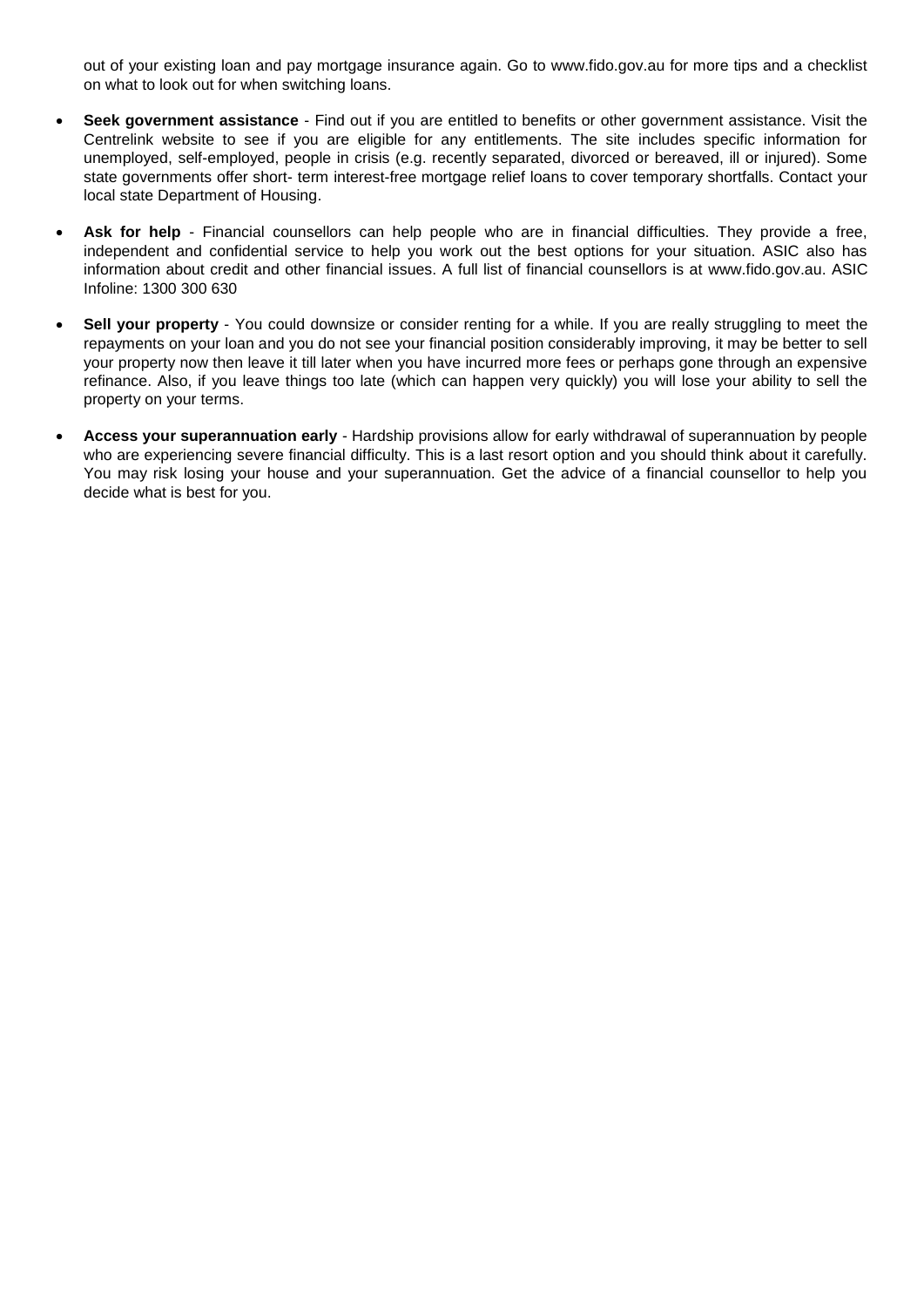out of your existing loan and pay mortgage insurance again. Go to www.fido.gov.au for more tips and a checklist on what to look out for when switching loans.

- **Seek government assistance** - Find out if you are entitled to benefits or other government assistance. Visit the Centrelink website to see if you are eligible for any entitlements. The site includes specific information for unemployed, self-employed, people in crisis (e.g. recently separated, divorced or bereaved, ill or injured). Some state governments offer short- term interest-free mortgage relief loans to cover temporary shortfalls. Contact your local state Department of Housing.

- **Ask for help** - Financial counsellors can help people who are in financial difficulties. They provide a free, independent and confidential service to help you work out the best options for your situation. ASIC also has information about credit and other financial issues. A full list of financial counsellors is at www.fido.gov.au. ASIC Infoline: 1300 300 630

- **Sell your property** - You could downsize or consider renting for a while. If you are really struggling to meet the repayments on your loan and you do not see your financial position considerably improving, it may be better to sell your property now then leave it till later when you have incurred more fees or perhaps gone through an expensive refinance. Also, if you leave things too late (which can happen very quickly) you will lose your ability to sell the property on your terms.

- **Access your superannuation early** - Hardship provisions allow for early withdrawal of superannuation by people who are experiencing severe financial difficulty. This is a last resort option and you should think about it carefully. You may risk losing your house and your superannuation. Get the advice of a financial counsellor to help you decide what is best for you.